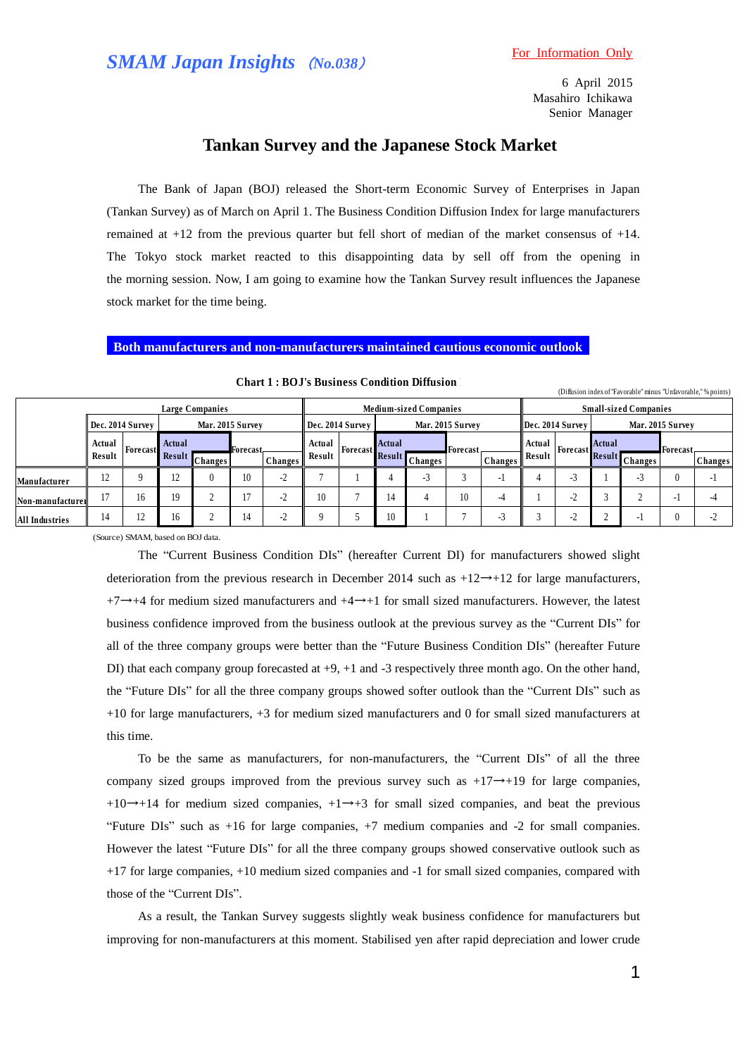*SMAM Japan Insights (No.038)*

For Information Only

6 April 2015
Masahiro Ichikawa
Senior Manager

# Tankan Survey and the Japanese Stock Market

The Bank of Japan (BOJ) released the Short-term Economic Survey of Enterprises in Japan (Tankan Survey) as of March on April 1. The Business Condition Diffusion Index for large manufacturers remained at +12 from the previous quarter but fell short of median of the market consensus of +14. The Tokyo stock market reacted to this disappointing data by sell off from the opening in the morning session. Now, I am going to examine how the Tankan Survey result influences the Japanese stock market for the time being.

## Both manufacturers and non-manufacturers maintained cautious economic outlook

**Chart 1 : BOJ's Business Condition Diffusion**

(Diffusion index of "Favorable" minus "Unfavorable," % points)

| | Large Companies | | | | | | Medium-sized Companies | | | | | | Small-sized Companies | | | | | |
|---|---|---|---|---|---|---|---|---|---|---|---|---|---|---|---|---|---|---|
| | Dec. 2014 Survey | | Mar. 2015 Survey | | | | Dec. 2014 Survey | | Mar. 2015 Survey | | | | Dec. 2014 Survey | | Mar. 2015 Survey | | | |
| | Actual Result | Forecast | Actual Result | Changes | Forecast | Changes | Actual Result | Forecast | Actual Result | Changes | Forecast | Changes | Actual Result | Forecast | Actual Result | Changes | Forecast | Changes |
| Manufacturer | 12 | 9 | 12 | 0 | 10 | -2 | 7 | 1 | 4 | -3 | 3 | -1 | 4 | -3 | 1 | -3 | 0 | -1 |
| Non-manufacturer | 17 | 16 | 19 | 2 | 17 | -2 | 10 | 7 | 14 | 4 | 10 | -4 | 1 | -2 | 3 | 2 | -1 | -4 |
| All Industries | 14 | 12 | 16 | 2 | 14 | -2 | 9 | 5 | 10 | 1 | 7 | -3 | 3 | -2 | 2 | -1 | 0 | -2 |

(Source) SMAM, based on BOJ data.

The "Current Business Condition DIs" (hereafter Current DI) for manufacturers showed slight deterioration from the previous research in December 2014 such as +12→+12 for large manufacturers, +7→+4 for medium sized manufacturers and +4→+1 for small sized manufacturers. However, the latest business confidence improved from the business outlook at the previous survey as the "Current DIs" for all of the three company groups were better than the "Future Business Condition DIs" (hereafter Future DI) that each company group forecasted at +9, +1 and -3 respectively three month ago. On the other hand, the "Future DIs" for all the three company groups showed softer outlook than the "Current DIs" such as +10 for large manufacturers, +3 for medium sized manufacturers and 0 for small sized manufacturers at this time.

To be the same as manufacturers, for non-manufacturers, the "Current DIs" of all the three company sized groups improved from the previous survey such as +17→+19 for large companies, +10→+14 for medium sized companies, +1→+3 for small sized companies, and beat the previous "Future DIs" such as +16 for large companies, +7 medium companies and -2 for small companies. However the latest "Future DIs" for all the three company groups showed conservative outlook such as +17 for large companies, +10 medium sized companies and -1 for small sized companies, compared with those of the "Current DIs".

As a result, the Tankan Survey suggests slightly weak business confidence for manufacturers but improving for non-manufacturers at this moment. Stabilised yen after rapid depreciation and lower crude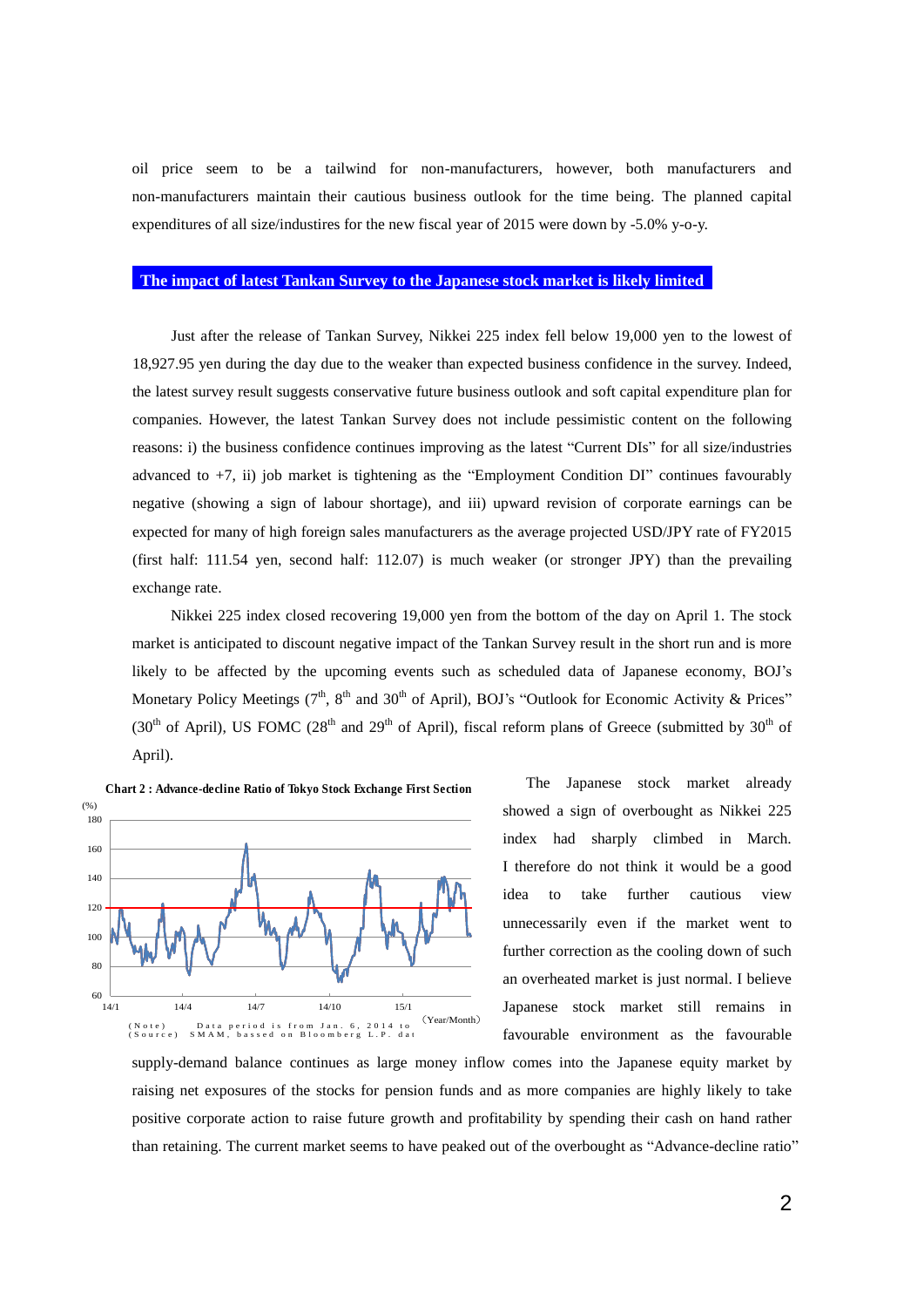oil price seem to be a tailwind for non-manufacturers, however, both manufacturers and non-manufacturers maintain their cautious business outlook for the time being. The planned capital expenditures of all size/industires for the new fiscal year of 2015 were down by -5.0% y-o-y.

## The impact of latest Tankan Survey to the Japanese stock market is likely limited

Just after the release of Tankan Survey, Nikkei 225 index fell below 19,000 yen to the lowest of 18,927.95 yen during the day due to the weaker than expected business confidence in the survey. Indeed, the latest survey result suggests conservative future business outlook and soft capital expenditure plan for companies. However, the latest Tankan Survey does not include pessimistic content on the following reasons: i) the business confidence continues improving as the latest "Current DIs" for all size/industries advanced to +7, ii) job market is tightening as the "Employment Condition DI" continues favourably negative (showing a sign of labour shortage), and iii) upward revision of corporate earnings can be expected for many of high foreign sales manufacturers as the average projected USD/JPY rate of FY2015 (first half: 111.54 yen, second half: 112.07) is much weaker (or stronger JPY) than the prevailing exchange rate.

Nikkei 225 index closed recovering 19,000 yen from the bottom of the day on April 1. The stock market is anticipated to discount negative impact of the Tankan Survey result in the short run and is more likely to be affected by the upcoming events such as scheduled data of Japanese economy, BOJ's Monetary Policy Meetings (7th, 8th and 30th of April), BOJ's "Outlook for Economic Activity & Prices" (30th of April), US FOMC (28th and 29th of April), fiscal reform plans of Greece (submitted by 30th of April).

**Chart 2 : Advance-decline Ratio of Tokyo Stock Exchange First Section**

(Note) Data period is from Jan. 6, 2014 to
(Source) SMAM, bassed on Bloomberg L.P. dat

The Japanese stock market already showed a sign of overbought as Nikkei 225 index had sharply climbed in March. I therefore do not think it would be a good idea to take further cautious view unnecessarily even if the market went to further correction as the cooling down of such an overheated market is just normal. I believe Japanese stock market still remains in favourable environment as the favourable supply-demand balance continues as large money inflow comes into the Japanese equity market by raising net exposures of the stocks for pension funds and as more companies are highly likely to take positive corporate action to raise future growth and profitability by spending their cash on hand rather than retaining. The current market seems to have peaked out of the overbought as "Advance-decline ratio"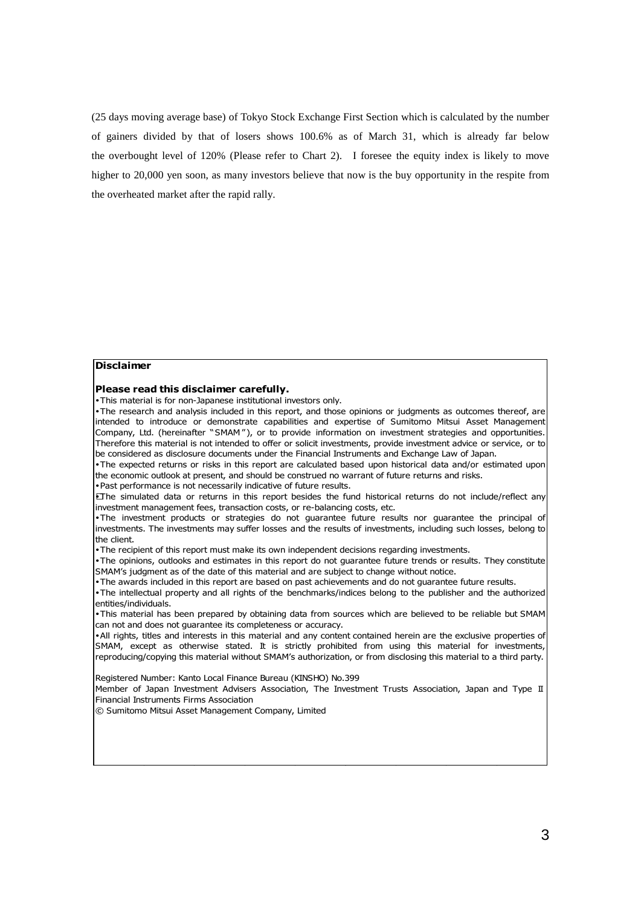(25 days moving average base) of Tokyo Stock Exchange First Section which is calculated by the number of gainers divided by that of losers shows 100.6% as of March 31, which is already far below the overbought level of 120% (Please refer to Chart 2). I foresee the equity index is likely to move higher to 20,000 yen soon, as many investors believe that now is the buy opportunity in the respite from the overheated market after the rapid rally.

**Disclaimer**

**Please read this disclaimer carefully.**

- This material is for non-Japanese institutional investors only.
- The research and analysis included in this report, and those opinions or judgments as outcomes thereof, are intended to introduce or demonstrate capabilities and expertise of Sumitomo Mitsui Asset Management Company, Ltd. (hereinafter "SMAM"), or to provide information on investment strategies and opportunities. Therefore this material is not intended to offer or solicit investments, provide investment advice or service, or to be considered as disclosure documents under the Financial Instruments and Exchange Law of Japan.
- The expected returns or risks in this report are calculated based upon historical data and/or estimated upon the economic outlook at present, and should be construed no warrant of future returns and risks.
- Past performance is not necessarily indicative of future results.
- The simulated data or returns in this report besides the fund historical returns do not include/reflect any investment management fees, transaction costs, or re-balancing costs, etc.
- The investment products or strategies do not guarantee future results nor guarantee the principal of investments. The investments may suffer losses and the results of investments, including such losses, belong to the client.
- The recipient of this report must make its own independent decisions regarding investments.
- The opinions, outlooks and estimates in this report do not guarantee future trends or results. They constitute SMAM's judgment as of the date of this material and are subject to change without notice.
- The awards included in this report are based on past achievements and do not guarantee future results.
- The intellectual property and all rights of the benchmarks/indices belong to the publisher and the authorized entities/individuals.
- This material has been prepared by obtaining data from sources which are believed to be reliable but SMAM can not and does not guarantee its completeness or accuracy.
- All rights, titles and interests in this material and any content contained herein are the exclusive properties of SMAM, except as otherwise stated. It is strictly prohibited from using this material for investments, reproducing/copying this material without SMAM's authorization, or from disclosing this material to a third party.

Registered Number: Kanto Local Finance Bureau (KINSHO) No.399

Member of Japan Investment Advisers Association, The Investment Trusts Association, Japan and Type II Financial Instruments Firms Association

© Sumitomo Mitsui Asset Management Company, Limited